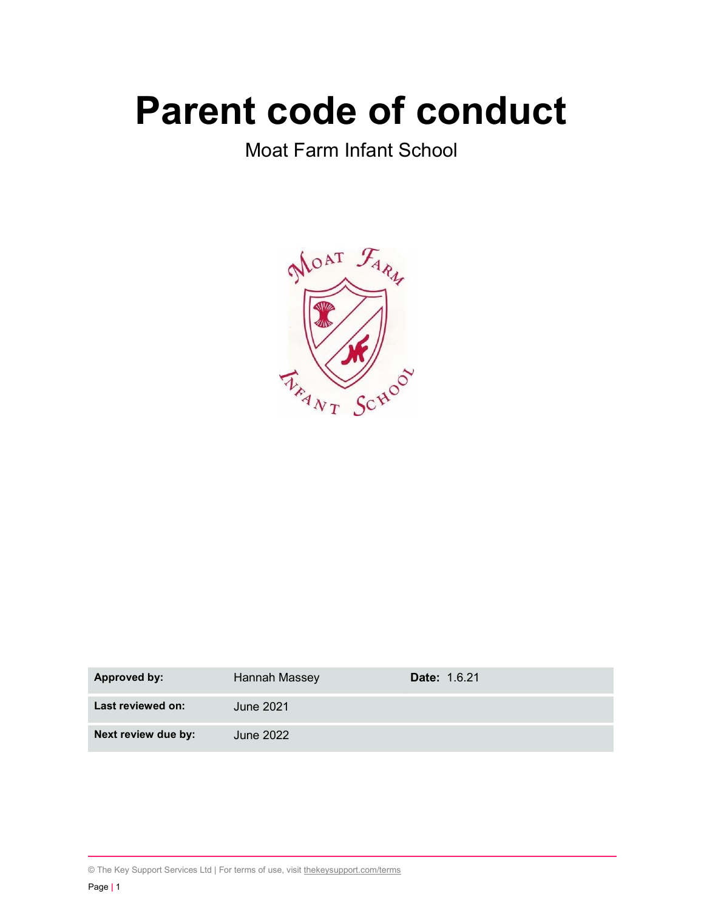# Parent code of conduct

Moat Farm Infant School

| Approved by: | Hannah Massey | Date: 1.6.21 |
| --- | --- | --- |
| Last reviewed on: | June 2021 | |
| Next review due by: | June 2022 | |

© The Key Support Services Ltd | For terms of use, visit thekeysupport.com/terms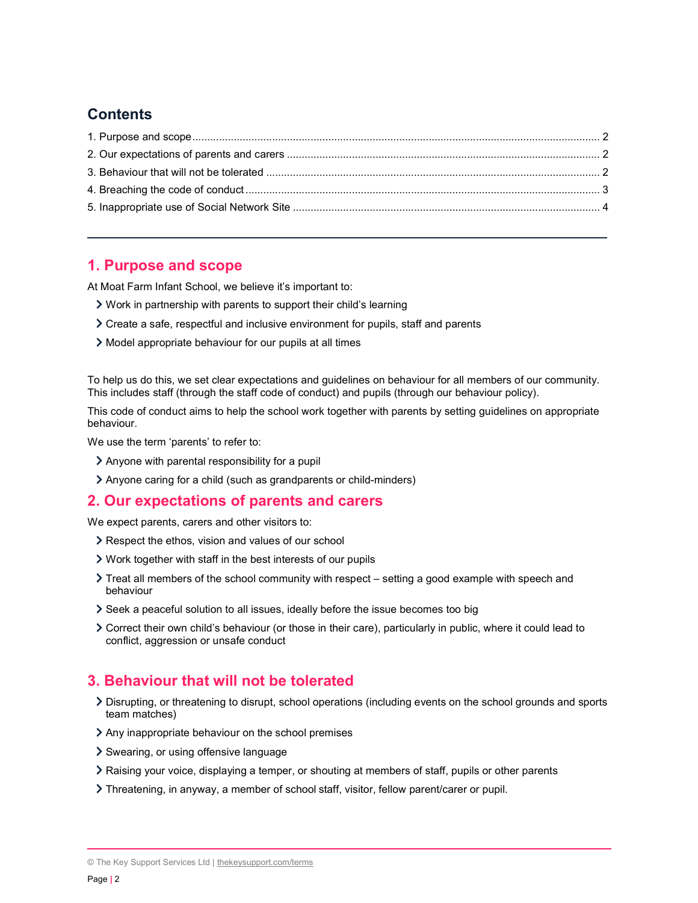## Contents

1. Purpose and scope ........ 2
2. Our expectations of parents and carers ........ 2
3. Behaviour that will not be tolerated ........ 2
4. Breaching the code of conduct ........ 3
5. Inappropriate use of Social Network Site ........ 4

---

## 1. Purpose and scope

At Moat Farm Infant School, we believe it's important to:

- Work in partnership with parents to support their child's learning
- Create a safe, respectful and inclusive environment for pupils, staff and parents
- Model appropriate behaviour for our pupils at all times

To help us do this, we set clear expectations and guidelines on behaviour for all members of our community. This includes staff (through the staff code of conduct) and pupils (through our behaviour policy).

This code of conduct aims to help the school work together with parents by setting guidelines on appropriate behaviour.

We use the term 'parents' to refer to:

- Anyone with parental responsibility for a pupil
- Anyone caring for a child (such as grandparents or child-minders)

## 2. Our expectations of parents and carers

We expect parents, carers and other visitors to:

- Respect the ethos, vision and values of our school
- Work together with staff in the best interests of our pupils
- Treat all members of the school community with respect – setting a good example with speech and behaviour
- Seek a peaceful solution to all issues, ideally before the issue becomes too big
- Correct their own child's behaviour (or those in their care), particularly in public, where it could lead to conflict, aggression or unsafe conduct

## 3. Behaviour that will not be tolerated

- Disrupting, or threatening to disrupt, school operations (including events on the school grounds and sports team matches)
- Any inappropriate behaviour on the school premises
- Swearing, or using offensive language
- Raising your voice, displaying a temper, or shouting at members of staff, pupils or other parents
- Threatening, in anyway, a member of school staff, visitor, fellow parent/carer or pupil.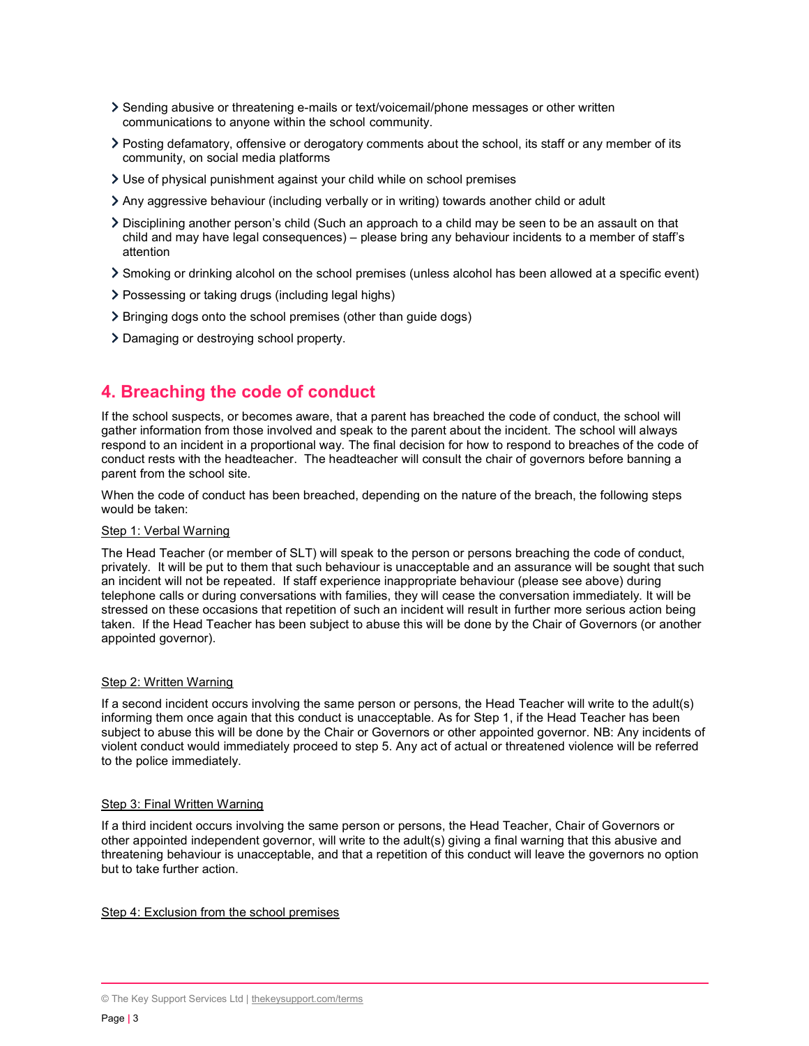- Sending abusive or threatening e-mails or text/voicemail/phone messages or other written communications to anyone within the school community.
- Posting defamatory, offensive or derogatory comments about the school, its staff or any member of its community, on social media platforms
- Use of physical punishment against your child while on school premises
- Any aggressive behaviour (including verbally or in writing) towards another child or adult
- Disciplining another person's child (Such an approach to a child may be seen to be an assault on that child and may have legal consequences) – please bring any behaviour incidents to a member of staff's attention
- Smoking or drinking alcohol on the school premises (unless alcohol has been allowed at a specific event)
- Possessing or taking drugs (including legal highs)
- Bringing dogs onto the school premises (other than guide dogs)
- Damaging or destroying school property.

## 4. Breaching the code of conduct

If the school suspects, or becomes aware, that a parent has breached the code of conduct, the school will gather information from those involved and speak to the parent about the incident. The school will always respond to an incident in a proportional way. The final decision for how to respond to breaches of the code of conduct rests with the headteacher. The headteacher will consult the chair of governors before banning a parent from the school site.

When the code of conduct has been breached, depending on the nature of the breach, the following steps would be taken:

<u>Step 1: Verbal Warning</u>

The Head Teacher (or member of SLT) will speak to the person or persons breaching the code of conduct, privately. It will be put to them that such behaviour is unacceptable and an assurance will be sought that such an incident will not be repeated. If staff experience inappropriate behaviour (please see above) during telephone calls or during conversations with families, they will cease the conversation immediately. It will be stressed on these occasions that repetition of such an incident will result in further more serious action being taken. If the Head Teacher has been subject to abuse this will be done by the Chair of Governors (or another appointed governor).

<u>Step 2: Written Warning</u>

If a second incident occurs involving the same person or persons, the Head Teacher will write to the adult(s) informing them once again that this conduct is unacceptable. As for Step 1, if the Head Teacher has been subject to abuse this will be done by the Chair or Governors or other appointed governor. NB: Any incidents of violent conduct would immediately proceed to step 5. Any act of actual or threatened violence will be referred to the police immediately.

<u>Step 3: Final Written Warning</u>

If a third incident occurs involving the same person or persons, the Head Teacher, Chair of Governors or other appointed independent governor, will write to the adult(s) giving a final warning that this abusive and threatening behaviour is unacceptable, and that a repetition of this conduct will leave the governors no option but to take further action.

<u>Step 4: Exclusion from the school premises</u>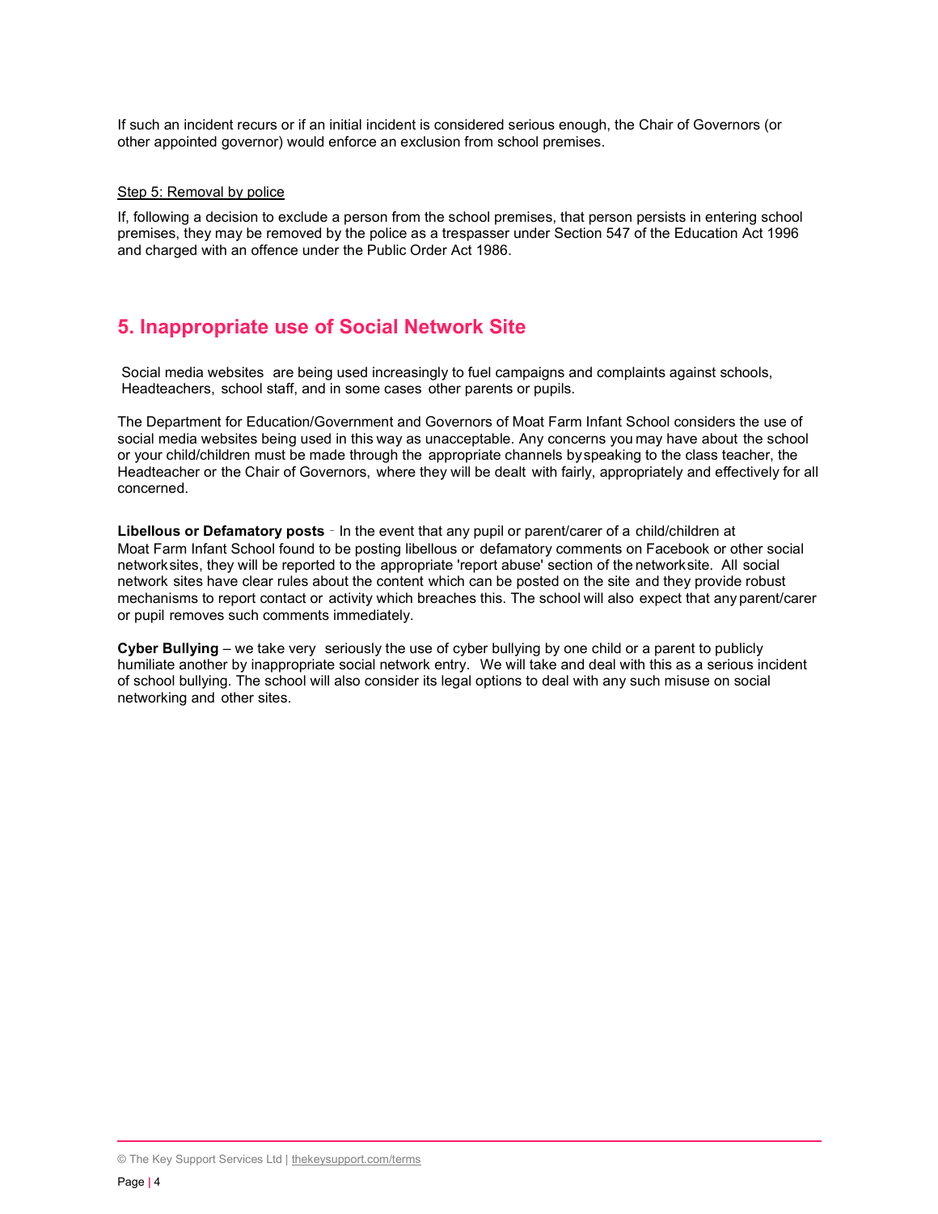If such an incident recurs or if an initial incident is considered serious enough, the Chair of Governors (or other appointed governor) would enforce an exclusion from school premises.

Step 5: Removal by police

If, following a decision to exclude a person from the school premises, that person persists in entering school premises, they may be removed by the police as a trespasser under Section 547 of the Education Act 1996 and charged with an offence under the Public Order Act 1986.

## 5. Inappropriate use of Social Network Site

Social media websites are being used increasingly to fuel campaigns and complaints against schools, Headteachers, school staff, and in some cases other parents or pupils.

The Department for Education/Government and Governors of Moat Farm Infant School considers the use of social media websites being used in this way as unacceptable. Any concerns you may have about the school or your child/children must be made through the appropriate channels by speaking to the class teacher, the Headteacher or the Chair of Governors, where they will be dealt with fairly, appropriately and effectively for all concerned.

**Libellous or Defamatory posts** ‐ In the event that any pupil or parent/carer of a child/children at Moat Farm Infant School found to be posting libellous or defamatory comments on Facebook or other social network sites, they will be reported to the appropriate 'report abuse' section of the network site. All social network sites have clear rules about the content which can be posted on the site and they provide robust mechanisms to report contact or activity which breaches this. The school will also expect that any parent/carer or pupil removes such comments immediately.

**Cyber Bullying** – we take very seriously the use of cyber bullying by one child or a parent to publicly humiliate another by inappropriate social network entry. We will take and deal with this as a serious incident of school bullying. The school will also consider its legal options to deal with any such misuse on social networking and other sites.